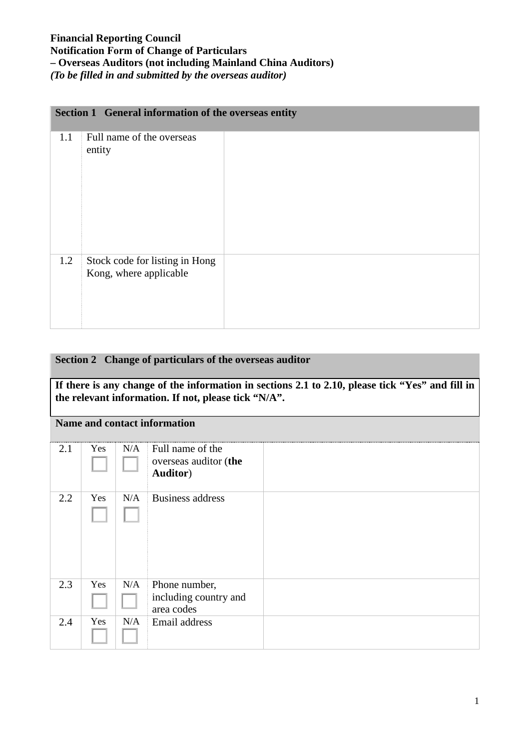**Financial Reporting Council**
**Notification Form of Change of Particulars**
**– Overseas Auditors (not including Mainland China Auditors)**
***(To be filled in and submitted by the overseas auditor)***

| **Section 1 General information of the overseas entity** | | |
|---|---|---|
| 1.1 | Full name of the overseas entity | |
| 1.2 | Stock code for listing in Hong Kong, where applicable | |

| **Section 2 Change of particulars of the overseas auditor** | | | | |
|---|---|---|---|---|
| **If there is any change of the information in sections 2.1 to 2.10, please tick “Yes” and fill in the relevant information. If not, please tick “N/A”.** | | | | |
| **Name and contact information** | | | | |
| 2.1 | Yes ☐ | N/A ☐ | Full name of the overseas auditor (**the Auditor**) | |
| 2.2 | Yes ☐ | N/A ☐ | Business address | |
| 2.3 | Yes ☐ | N/A ☐ | Phone number, including country and area codes | |
| 2.4 | Yes ☐ | N/A ☐ | Email address | |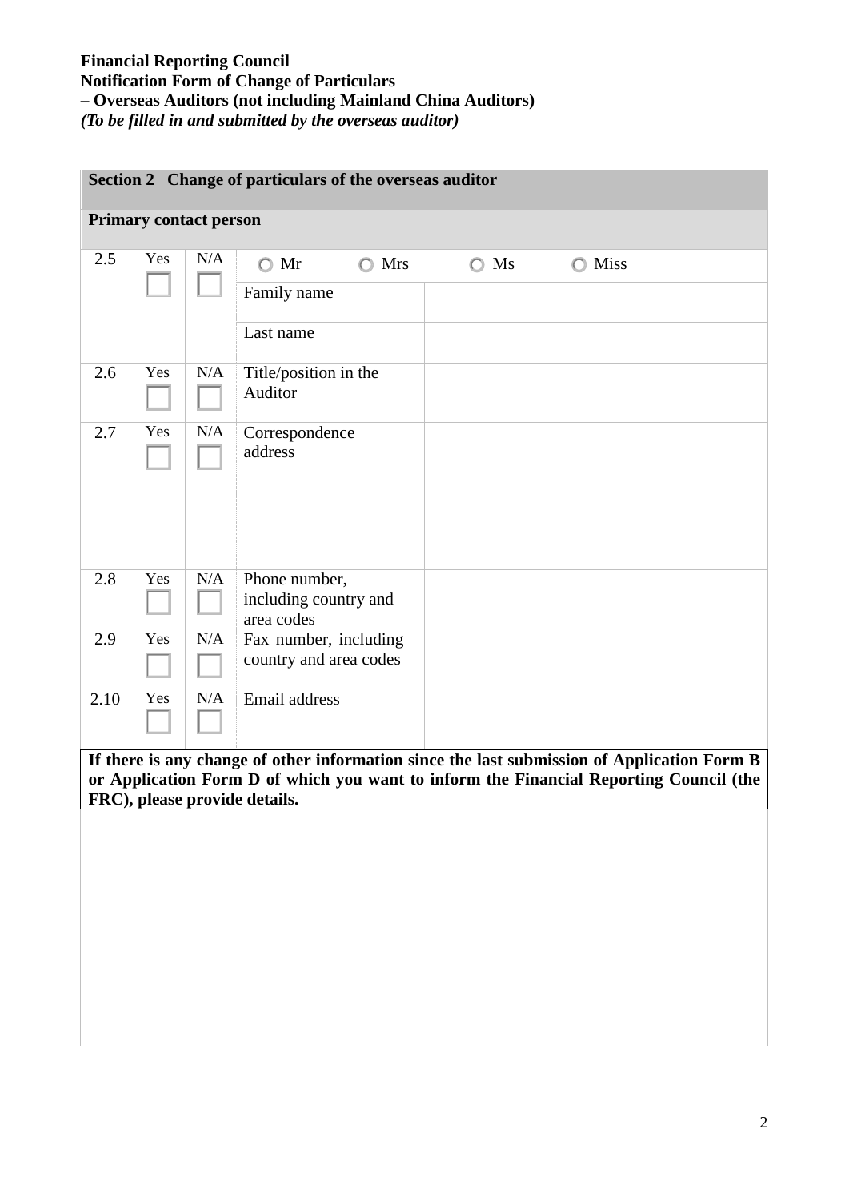**Financial Reporting Council**
**Notification Form of Change of Particulars**
**– Overseas Auditors (not including Mainland China Auditors)**
***(To be filled in and submitted by the overseas auditor)***

| **Section 2 Change of particulars of the overseas auditor** | | | | |
|---|---|---|---|---|
| **Primary contact person** | | | | |
| 2.5 | Yes ☐ | N/A ☐ | ○ Mr ○ Mrs ○ Ms ○ Miss | |
| | | | Family name | |
| | | | Last name | |
| 2.6 | Yes ☐ | N/A ☐ | Title/position in the Auditor | |
| 2.7 | Yes ☐ | N/A ☐ | Correspondence address | |
| 2.8 | Yes ☐ | N/A ☐ | Phone number, including country and area codes | |
| 2.9 | Yes ☐ | N/A ☐ | Fax number, including country and area codes | |
| 2.10 | Yes ☐ | N/A ☐ | Email address | |

**If there is any change of other information since the last submission of Application Form B or Application Form D of which you want to inform the Financial Reporting Council (the FRC), please provide details.**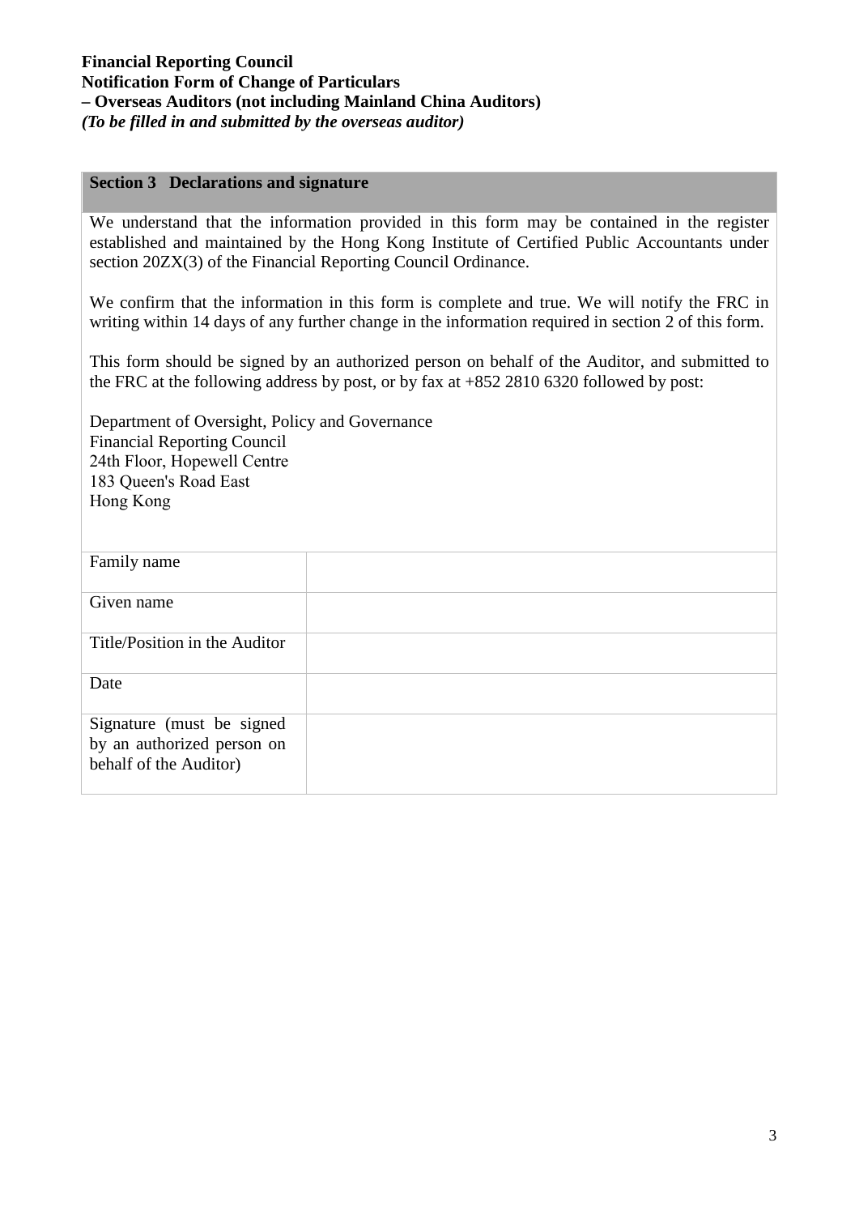**Financial Reporting Council**
**Notification Form of Change of Particulars**
**– Overseas Auditors (not including Mainland China Auditors)**
***(To be filled in and submitted by the overseas auditor)***

## Section 3 Declarations and signature

We understand that the information provided in this form may be contained in the register established and maintained by the Hong Kong Institute of Certified Public Accountants under section 20ZX(3) of the Financial Reporting Council Ordinance.

We confirm that the information in this form is complete and true. We will notify the FRC in writing within 14 days of any further change in the information required in section 2 of this form.

This form should be signed by an authorized person on behalf of the Auditor, and submitted to the FRC at the following address by post, or by fax at +852 2810 6320 followed by post:

Department of Oversight, Policy and Governance
Financial Reporting Council
24th Floor, Hopewell Centre
183 Queen's Road East
Hong Kong

| | |
|---|---|
| Family name | |
| Given name | |
| Title/Position in the Auditor | |
| Date | |
| Signature (must be signed by an authorized person on behalf of the Auditor) | |